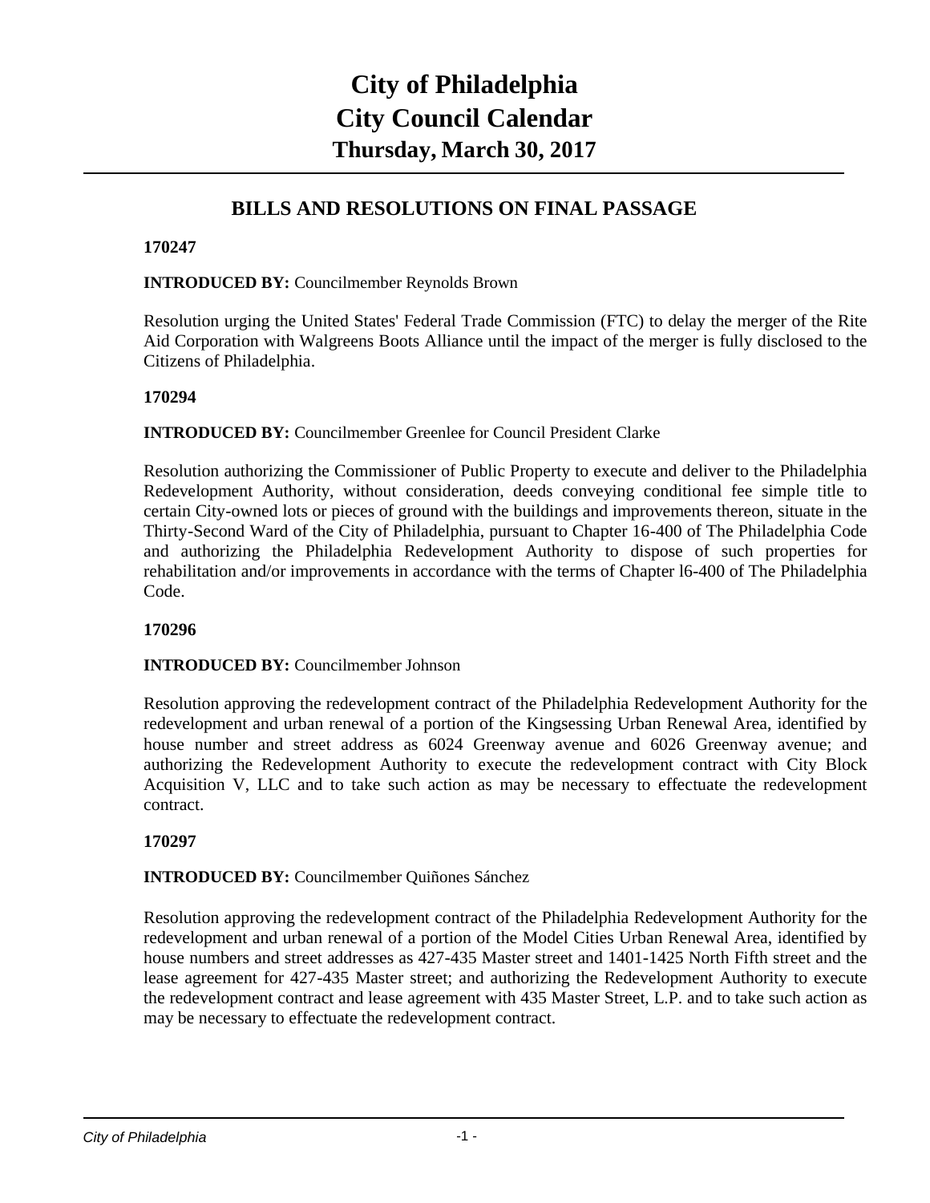# City of Philadelphia
# City Council Calendar
## Thursday, March 30, 2017

## BILLS AND RESOLUTIONS ON FINAL PASSAGE

**170247**

**INTRODUCED BY:** Councilmember Reynolds Brown

Resolution urging the United States' Federal Trade Commission (FTC) to delay the merger of the Rite Aid Corporation with Walgreens Boots Alliance until the impact of the merger is fully disclosed to the Citizens of Philadelphia.

**170294**

**INTRODUCED BY:** Councilmember Greenlee for Council President Clarke

Resolution authorizing the Commissioner of Public Property to execute and deliver to the Philadelphia Redevelopment Authority, without consideration, deeds conveying conditional fee simple title to certain City-owned lots or pieces of ground with the buildings and improvements thereon, situate in the Thirty-Second Ward of the City of Philadelphia, pursuant to Chapter 16-400 of The Philadelphia Code and authorizing the Philadelphia Redevelopment Authority to dispose of such properties for rehabilitation and/or improvements in accordance with the terms of Chapter l6-400 of The Philadelphia Code.

**170296**

**INTRODUCED BY:** Councilmember Johnson

Resolution approving the redevelopment contract of the Philadelphia Redevelopment Authority for the redevelopment and urban renewal of a portion of the Kingsessing Urban Renewal Area, identified by house number and street address as 6024 Greenway avenue and 6026 Greenway avenue; and authorizing the Redevelopment Authority to execute the redevelopment contract with City Block Acquisition V, LLC and to take such action as may be necessary to effectuate the redevelopment contract.

**170297**

**INTRODUCED BY:** Councilmember Quiñones Sánchez

Resolution approving the redevelopment contract of the Philadelphia Redevelopment Authority for the redevelopment and urban renewal of a portion of the Model Cities Urban Renewal Area, identified by house numbers and street addresses as 427-435 Master street and 1401-1425 North Fifth street and the lease agreement for 427-435 Master street; and authorizing the Redevelopment Authority to execute the redevelopment contract and lease agreement with 435 Master Street, L.P. and to take such action as may be necessary to effectuate the redevelopment contract.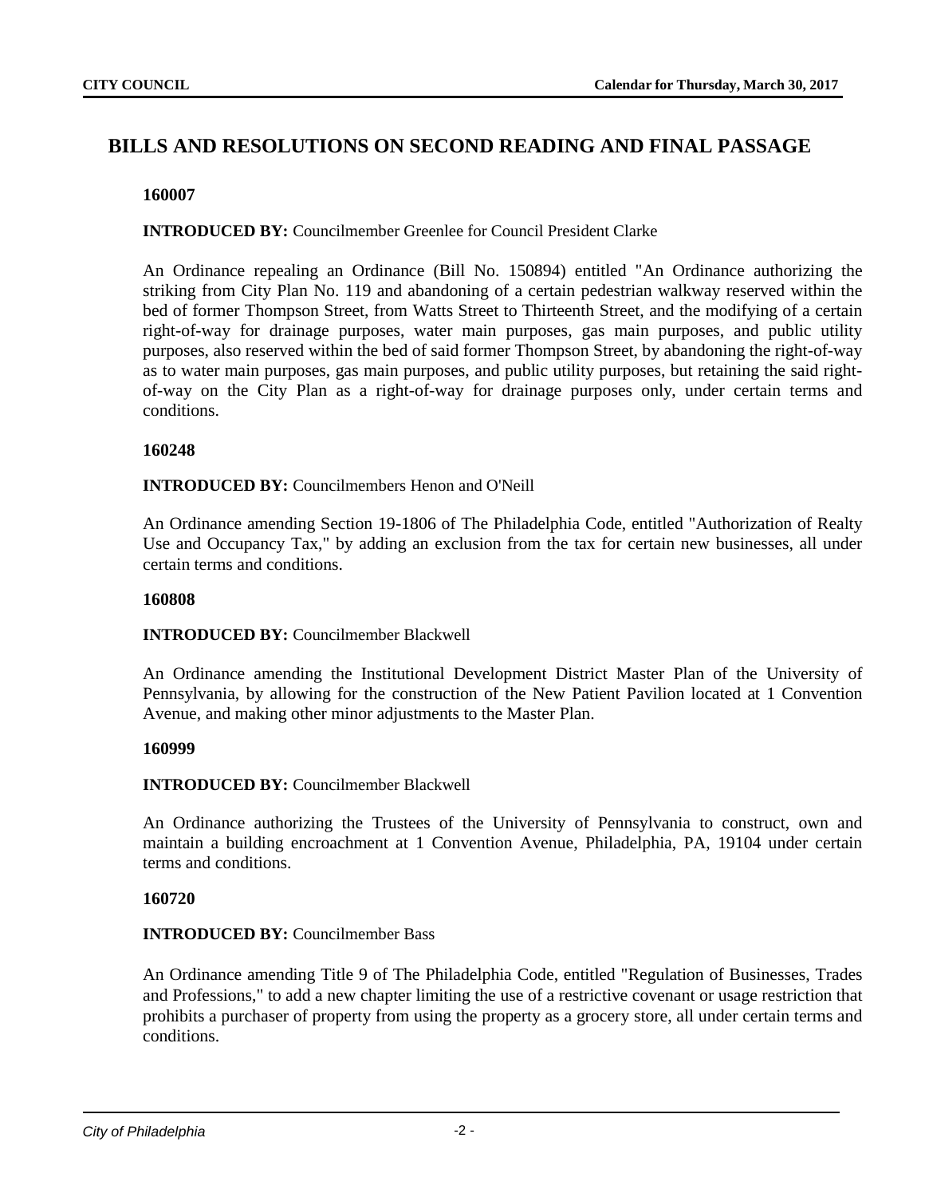## BILLS AND RESOLUTIONS ON SECOND READING AND FINAL PASSAGE

**160007**

**INTRODUCED BY:** Councilmember Greenlee for Council President Clarke

An Ordinance repealing an Ordinance (Bill No. 150894) entitled "An Ordinance authorizing the striking from City Plan No. 119 and abandoning of a certain pedestrian walkway reserved within the bed of former Thompson Street, from Watts Street to Thirteenth Street, and the modifying of a certain right-of-way for drainage purposes, water main purposes, gas main purposes, and public utility purposes, also reserved within the bed of said former Thompson Street, by abandoning the right-of-way as to water main purposes, gas main purposes, and public utility purposes, but retaining the said right-of-way on the City Plan as a right-of-way for drainage purposes only, under certain terms and conditions.

**160248**

**INTRODUCED BY:** Councilmembers Henon and O'Neill

An Ordinance amending Section 19-1806 of The Philadelphia Code, entitled "Authorization of Realty Use and Occupancy Tax," by adding an exclusion from the tax for certain new businesses, all under certain terms and conditions.

**160808**

**INTRODUCED BY:** Councilmember Blackwell

An Ordinance amending the Institutional Development District Master Plan of the University of Pennsylvania, by allowing for the construction of the New Patient Pavilion located at 1 Convention Avenue, and making other minor adjustments to the Master Plan.

**160999**

**INTRODUCED BY:** Councilmember Blackwell

An Ordinance authorizing the Trustees of the University of Pennsylvania to construct, own and maintain a building encroachment at 1 Convention Avenue, Philadelphia, PA, 19104 under certain terms and conditions.

**160720**

**INTRODUCED BY:** Councilmember Bass

An Ordinance amending Title 9 of The Philadelphia Code, entitled "Regulation of Businesses, Trades and Professions," to add a new chapter limiting the use of a restrictive covenant or usage restriction that prohibits a purchaser of property from using the property as a grocery store, all under certain terms and conditions.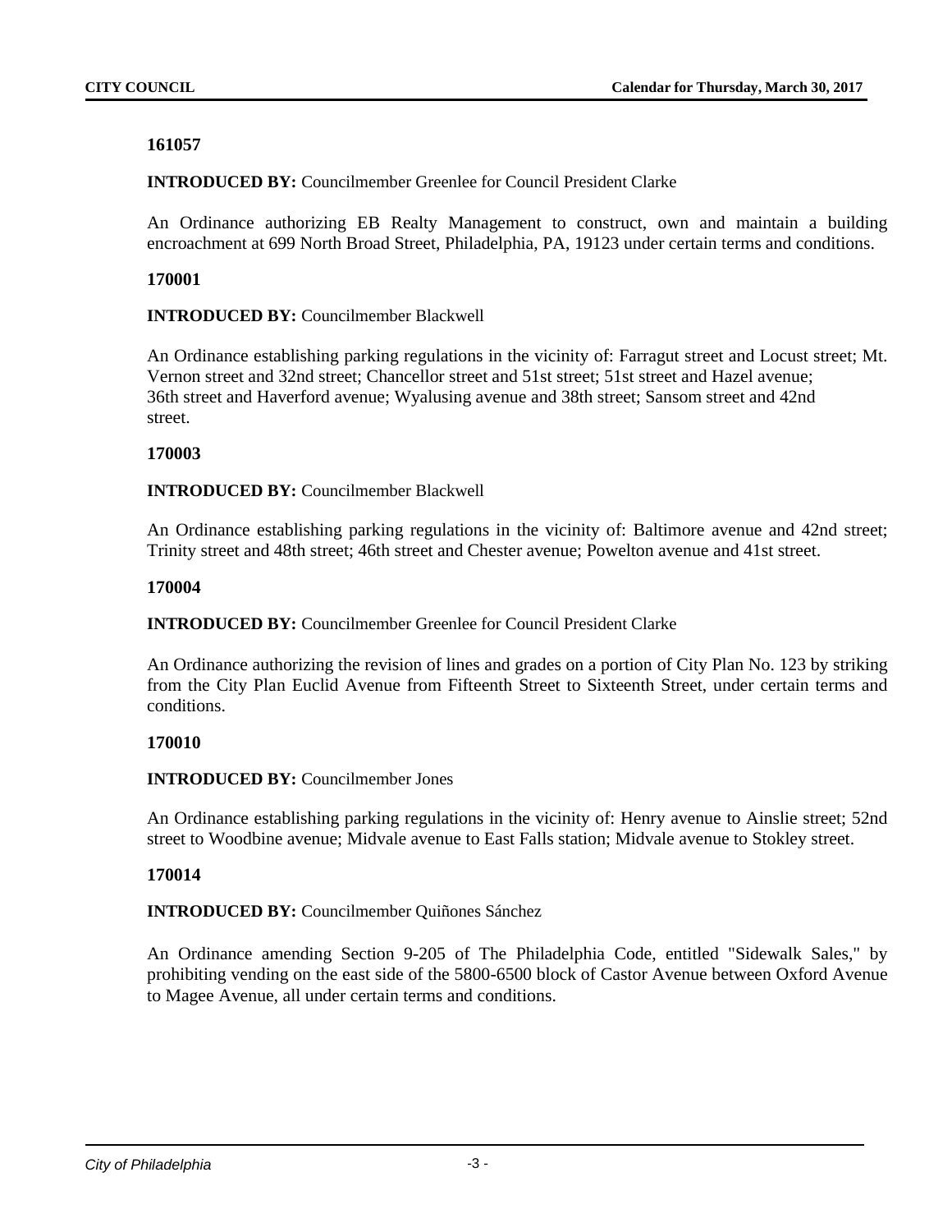**161057**

**INTRODUCED BY:** Councilmember Greenlee for Council President Clarke

An Ordinance authorizing EB Realty Management to construct, own and maintain a building encroachment at 699 North Broad Street, Philadelphia, PA, 19123 under certain terms and conditions.

**170001**

**INTRODUCED BY:** Councilmember Blackwell

An Ordinance establishing parking regulations in the vicinity of: Farragut street and Locust street; Mt. Vernon street and 32nd street; Chancellor street and 51st street; 51st street and Hazel avenue; 36th street and Haverford avenue; Wyalusing avenue and 38th street; Sansom street and 42nd street.

**170003**

**INTRODUCED BY:** Councilmember Blackwell

An Ordinance establishing parking regulations in the vicinity of: Baltimore avenue and 42nd street; Trinity street and 48th street; 46th street and Chester avenue; Powelton avenue and 41st street.

**170004**

**INTRODUCED BY:** Councilmember Greenlee for Council President Clarke

An Ordinance authorizing the revision of lines and grades on a portion of City Plan No. 123 by striking from the City Plan Euclid Avenue from Fifteenth Street to Sixteenth Street, under certain terms and conditions.

**170010**

**INTRODUCED BY:** Councilmember Jones

An Ordinance establishing parking regulations in the vicinity of: Henry avenue to Ainslie street; 52nd street to Woodbine avenue; Midvale avenue to East Falls station; Midvale avenue to Stokley street.

**170014**

**INTRODUCED BY:** Councilmember Quiñones Sánchez

An Ordinance amending Section 9-205 of The Philadelphia Code, entitled "Sidewalk Sales," by prohibiting vending on the east side of the 5800-6500 block of Castor Avenue between Oxford Avenue to Magee Avenue, all under certain terms and conditions.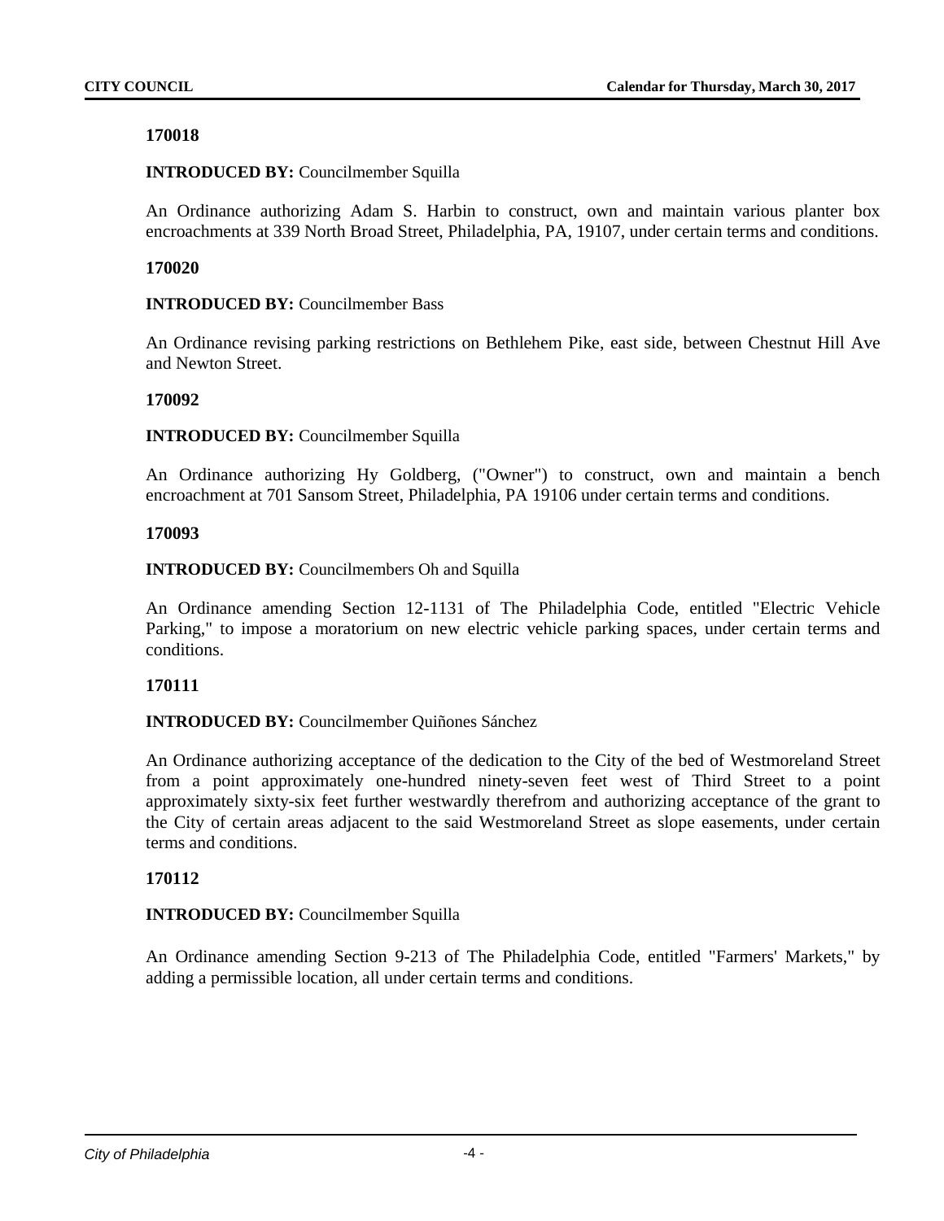**170018**

**INTRODUCED BY:** Councilmember Squilla

An Ordinance authorizing Adam S. Harbin to construct, own and maintain various planter box encroachments at 339 North Broad Street, Philadelphia, PA, 19107, under certain terms and conditions.

**170020**

**INTRODUCED BY:** Councilmember Bass

An Ordinance revising parking restrictions on Bethlehem Pike, east side, between Chestnut Hill Ave and Newton Street.

**170092**

**INTRODUCED BY:** Councilmember Squilla

An Ordinance authorizing Hy Goldberg, ("Owner") to construct, own and maintain a bench encroachment at 701 Sansom Street, Philadelphia, PA 19106 under certain terms and conditions.

**170093**

**INTRODUCED BY:** Councilmembers Oh and Squilla

An Ordinance amending Section 12-1131 of The Philadelphia Code, entitled "Electric Vehicle Parking," to impose a moratorium on new electric vehicle parking spaces, under certain terms and conditions.

**170111**

**INTRODUCED BY:** Councilmember Quiñones Sánchez

An Ordinance authorizing acceptance of the dedication to the City of the bed of Westmoreland Street from a point approximately one-hundred ninety-seven feet west of Third Street to a point approximately sixty-six feet further westwardly therefrom and authorizing acceptance of the grant to the City of certain areas adjacent to the said Westmoreland Street as slope easements, under certain terms and conditions.

**170112**

**INTRODUCED BY:** Councilmember Squilla

An Ordinance amending Section 9-213 of The Philadelphia Code, entitled "Farmers' Markets," by adding a permissible location, all under certain terms and conditions.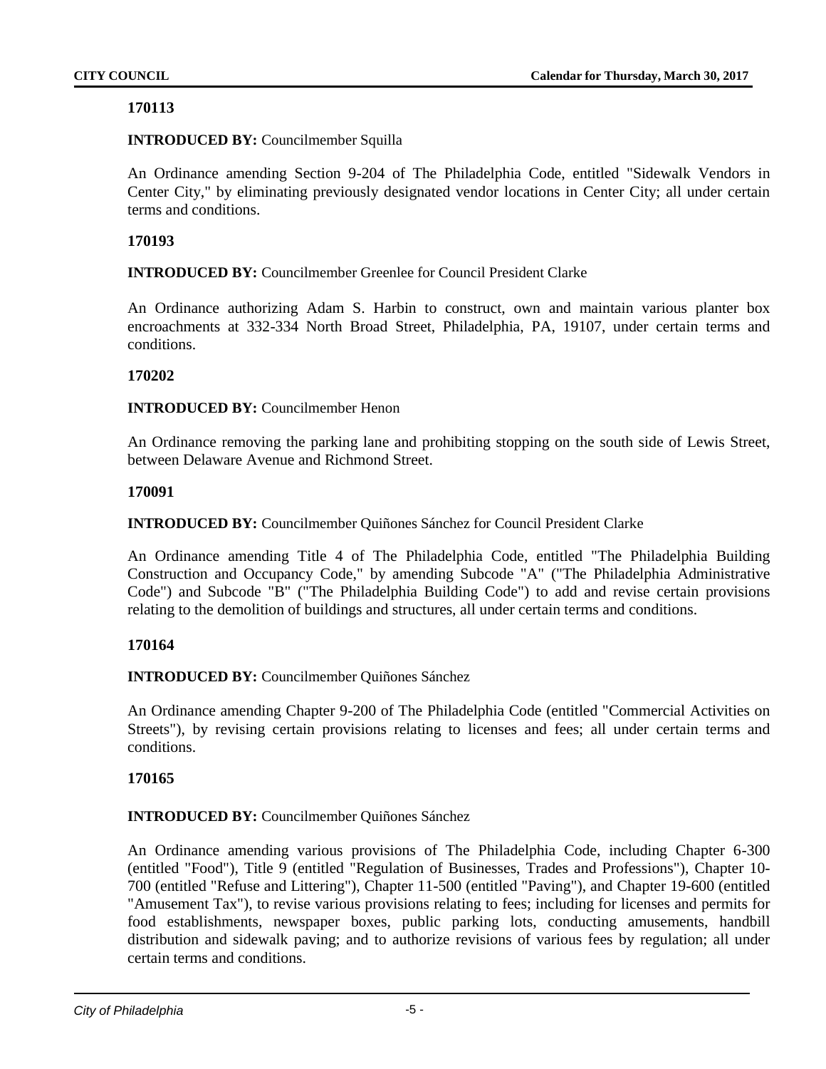**170113**

**INTRODUCED BY:** Councilmember Squilla

An Ordinance amending Section 9-204 of The Philadelphia Code, entitled "Sidewalk Vendors in Center City," by eliminating previously designated vendor locations in Center City; all under certain terms and conditions.

**170193**

**INTRODUCED BY:** Councilmember Greenlee for Council President Clarke

An Ordinance authorizing Adam S. Harbin to construct, own and maintain various planter box encroachments at 332-334 North Broad Street, Philadelphia, PA, 19107, under certain terms and conditions.

**170202**

**INTRODUCED BY:** Councilmember Henon

An Ordinance removing the parking lane and prohibiting stopping on the south side of Lewis Street, between Delaware Avenue and Richmond Street.

**170091**

**INTRODUCED BY:** Councilmember Quiñones Sánchez for Council President Clarke

An Ordinance amending Title 4 of The Philadelphia Code, entitled "The Philadelphia Building Construction and Occupancy Code," by amending Subcode "A" ("The Philadelphia Administrative Code") and Subcode "B" ("The Philadelphia Building Code") to add and revise certain provisions relating to the demolition of buildings and structures, all under certain terms and conditions.

**170164**

**INTRODUCED BY:** Councilmember Quiñones Sánchez

An Ordinance amending Chapter 9-200 of The Philadelphia Code (entitled "Commercial Activities on Streets"), by revising certain provisions relating to licenses and fees; all under certain terms and conditions.

**170165**

**INTRODUCED BY:** Councilmember Quiñones Sánchez

An Ordinance amending various provisions of The Philadelphia Code, including Chapter 6-300 (entitled "Food"), Title 9 (entitled "Regulation of Businesses, Trades and Professions"), Chapter 10-700 (entitled "Refuse and Littering"), Chapter 11-500 (entitled "Paving"), and Chapter 19-600 (entitled "Amusement Tax"), to revise various provisions relating to fees; including for licenses and permits for food establishments, newspaper boxes, public parking lots, conducting amusements, handbill distribution and sidewalk paving; and to authorize revisions of various fees by regulation; all under certain terms and conditions.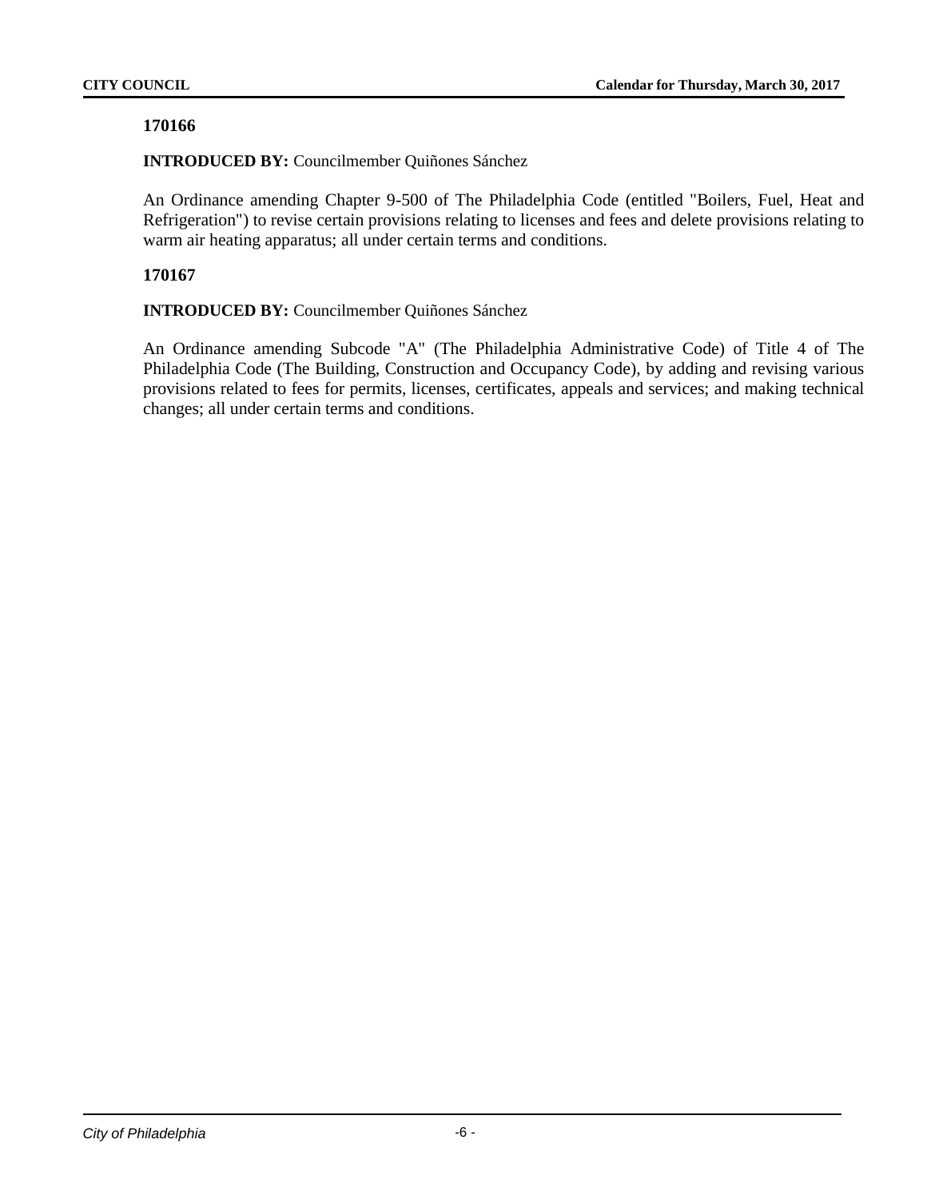### 170166

**INTRODUCED BY:** Councilmember Quiñones Sánchez

An Ordinance amending Chapter 9-500 of The Philadelphia Code (entitled "Boilers, Fuel, Heat and Refrigeration") to revise certain provisions relating to licenses and fees and delete provisions relating to warm air heating apparatus; all under certain terms and conditions.

### 170167

**INTRODUCED BY:** Councilmember Quiñones Sánchez

An Ordinance amending Subcode "A" (The Philadelphia Administrative Code) of Title 4 of The Philadelphia Code (The Building, Construction and Occupancy Code), by adding and revising various provisions related to fees for permits, licenses, certificates, appeals and services; and making technical changes; all under certain terms and conditions.